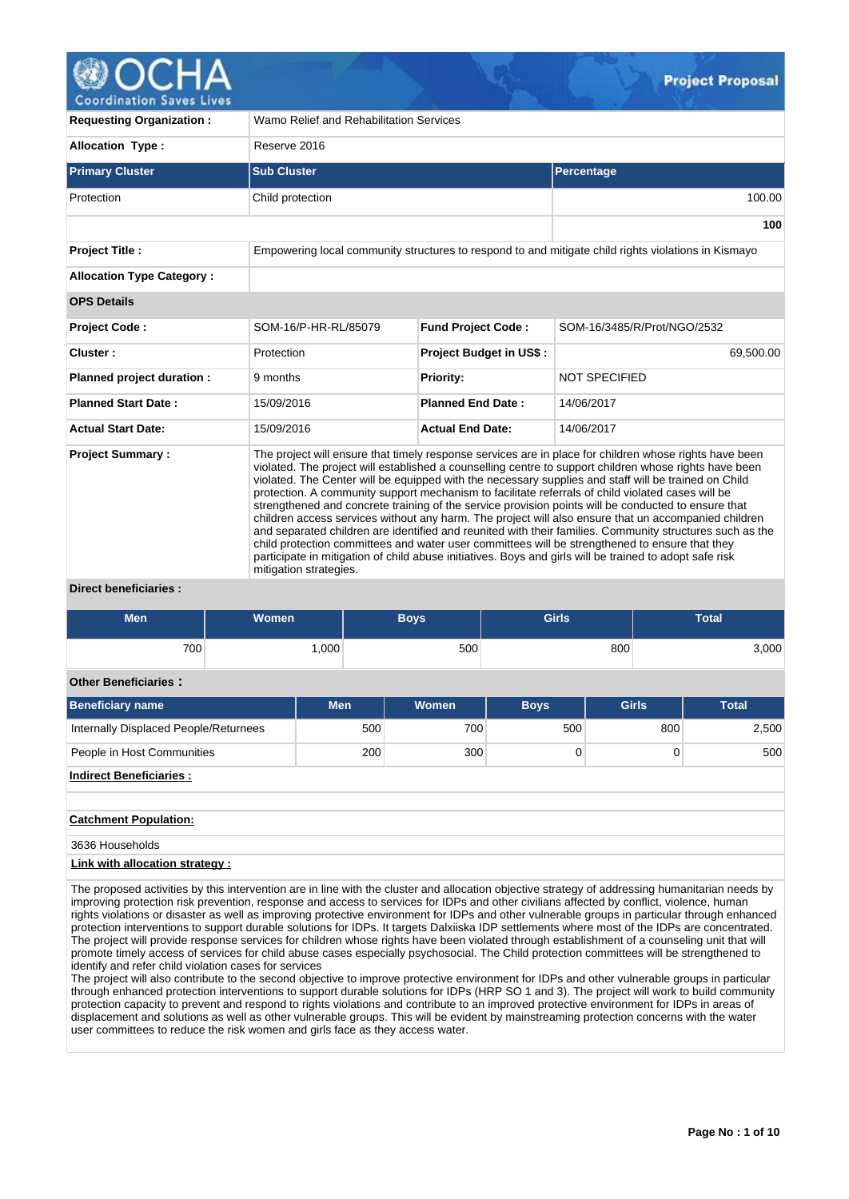**Project Proposal**

| | | | |
|---|---|---|---|
| **Requesting Organization :** | Wamo Relief and Rehabilitation Services | | |
| **Allocation Type :** | Reserve 2016 | | |

| **Primary Cluster** | **Sub Cluster** | **Percentage** |
|---|---|---|
| Protection | Child protection | 100.00 |
| | | **100** |

| | |
|---|---|
| **Project Title :** | Empowering local community structures to respond to and mitigate child rights violations in Kismayo |
| **Allocation Type Category :** | |

**OPS Details**

| | | | |
|---|---|---|---|
| **Project Code :** | SOM-16/P-HR-RL/85079 | **Fund Project Code :** | SOM-16/3485/R/Prot/NGO/2532 |
| **Cluster :** | Protection | **Project Budget in US$ :** | 69,500.00 |
| **Planned project duration :** | 9 months | **Priority:** | NOT SPECIFIED |
| **Planned Start Date :** | 15/09/2016 | **Planned End Date :** | 14/06/2017 |
| **Actual Start Date:** | 15/09/2016 | **Actual End Date:** | 14/06/2017 |

**Project Summary :**

The project will ensure that timely response services are in place for children whose rights have been violated. The project will established a counselling centre to support children whose rights have been violated. The Center will be equipped with the necessary supplies and staff will be trained on Child protection. A community support mechanism to facilitate referrals of child violated cases will be strengthened and concrete training of the service provision points will be conducted to ensure that children access services without any harm. The project will also ensure that un accompanied children and separated children are identified and reunited with their families. Community structures such as the child protection committees and water user committees will be strengthened to ensure that they participate in mitigation of child abuse initiatives. Boys and girls will be trained to adopt safe risk mitigation strategies.

**Direct beneficiaries :**

| Men | Women | Boys | Girls | Total |
|---|---|---|---|---|
| 700 | 1,000 | 500 | 800 | 3,000 |

**Other Beneficiaries :**

| Beneficiary name | Men | Women | Boys | Girls | Total |
|---|---|---|---|---|---|
| Internally Displaced People/Returnees | 500 | 700 | 500 | 800 | 2,500 |
| People in Host Communities | 200 | 300 | 0 | 0 | 500 |

**Indirect Beneficiaries :**

**Catchment Population:**

3636 Households

**Link with allocation strategy :**

The proposed activities by this intervention are in line with the cluster and allocation objective strategy of addressing humanitarian needs by improving protection risk prevention, response and access to services for IDPs and other civilians affected by conflict, violence, human rights violations or disaster as well as improving protective environment for IDPs and other vulnerable groups in particular through enhanced protection interventions to support durable solutions for IDPs. It targets Dalxiiska IDP settlements where most of the IDPs are concentrated. The project will provide response services for children whose rights have been violated through establishment of a counseling unit that will promote timely access of services for child abuse cases especially psychosocial. The Child protection committees will be strengthened to identify and refer child violation cases for services
The project will also contribute to the second objective to improve protective environment for IDPs and other vulnerable groups in particular through enhanced protection interventions to support durable solutions for IDPs (HRP SO 1 and 3). The project will work to build community protection capacity to prevent and respond to rights violations and contribute to an improved protective environment for IDPs in areas of displacement and solutions as well as other vulnerable groups. This will be evident by mainstreaming protection concerns with the water user committees to reduce the risk women and girls face as they access water.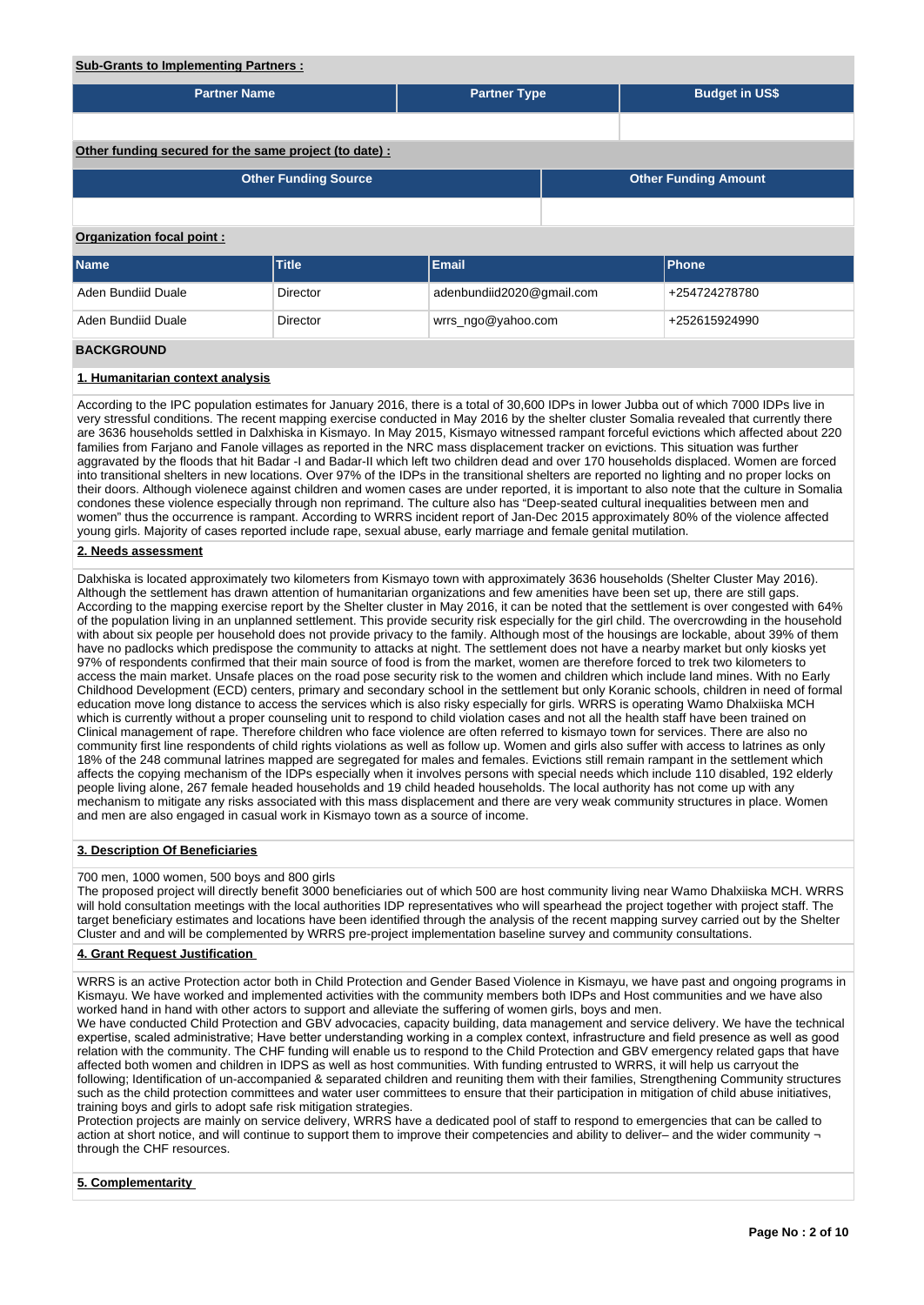**Sub-Grants to Implementing Partners :**

| Partner Name | Partner Type | Budget in US$ |
|---|---|---|
| | | |

**Other funding secured for the same project (to date) :**

| Other Funding Source | Other Funding Amount |
|---|---|
| | |

**Organization focal point :**

| Name | Title | Email | Phone |
|---|---|---|---|
| Aden Bundiid Duale | Director | adenbundiid2020@gmail.com | +254724278780 |
| Aden Bundiid Duale | Director | wrrs_ngo@yahoo.com | +252615924990 |

## BACKGROUND

### 1. Humanitarian context analysis

According to the IPC population estimates for January 2016, there is a total of 30,600 IDPs in lower Jubba out of which 7000 IDPs live in very stressful conditions. The recent mapping exercise conducted in May 2016 by the shelter cluster Somalia revealed that currently there are 3636 households settled in Dalxhiska in Kismayo. In May 2015, Kismayo witnessed rampant forceful evictions which affected about 220 families from Farjano and Fanole villages as reported in the NRC mass displacement tracker on evictions. This situation was further aggravated by the floods that hit Badar -I and Badar-II which left two children dead and over 170 households displaced. Women are forced into transitional shelters in new locations. Over 97% of the IDPs in the transitional shelters are reported no lighting and no proper locks on their doors. Although violenece against children and women cases are under reported, it is important to also note that the culture in Somalia condones these violence especially through non reprimand. The culture also has "Deep-seated cultural inequalities between men and women" thus the occurrence is rampant. According to WRRS incident report of Jan-Dec 2015 approximately 80% of the violence affected young girls. Majority of cases reported include rape, sexual abuse, early marriage and female genital mutilation.

### 2. Needs assessment

Dalxhiska is located approximately two kilometers from Kismayo town with approximately 3636 households (Shelter Cluster May 2016). Although the settlement has drawn attention of humanitarian organizations and few amenities have been set up, there are still gaps. According to the mapping exercise report by the Shelter cluster in May 2016, it can be noted that the settlement is over congested with 64% of the population living in an unplanned settlement. This provide security risk especially for the girl child. The overcrowding in the household with about six people per household does not provide privacy to the family. Although most of the housings are lockable, about 39% of them have no padlocks which predispose the community to attacks at night. The settlement does not have a nearby market but only kiosks yet 97% of respondents confirmed that their main source of food is from the market, women are therefore forced to trek two kilometers to access the main market. Unsafe places on the road pose security risk to the women and children which include land mines. With no Early Childhood Development (ECD) centers, primary and secondary school in the settlement but only Koranic schools, children in need of formal education move long distance to access the services which is also risky especially for girls. WRRS is operating Wamo Dhalxiiska MCH which is currently without a proper counseling unit to respond to child violation cases and not all the health staff have been trained on Clinical management of rape. Therefore children who face violence are often referred to kismayo town for services. There are also no community first line respondents of child rights violations as well as follow up. Women and girls also suffer with access to latrines as only 18% of the 248 communal latrines mapped are segregated for males and females. Evictions still remain rampant in the settlement which affects the copying mechanism of the IDPs especially when it involves persons with special needs which include 110 disabled, 192 elderly people living alone, 267 female headed households and 19 child headed households. The local authority has not come up with any mechanism to mitigate any risks associated with this mass displacement and there are very weak community structures in place. Women and men are also engaged in casual work in Kismayo town as a source of income.

### 3. Description Of Beneficiaries

700 men, 1000 women, 500 boys and 800 girls
The proposed project will directly benefit 3000 beneficiaries out of which 500 are host community living near Wamo Dhalxiiska MCH. WRRS will hold consultation meetings with the local authorities IDP representatives who will spearhead the project together with project staff. The target beneficiary estimates and locations have been identified through the analysis of the recent mapping survey carried out by the Shelter Cluster and and will be complemented by WRRS pre-project implementation baseline survey and community consultations.

### 4. Grant Request Justification

WRRS is an active Protection actor both in Child Protection and Gender Based Violence in Kismayu, we have past and ongoing programs in Kismayu. We have worked and implemented activities with the community members both IDPs and Host communities and we have also worked hand in hand with other actors to support and alleviate the suffering of women girls, boys and men.
We have conducted Child Protection and GBV advocacies, capacity building, data management and service delivery. We have the technical expertise, scaled administrative; Have better understanding working in a complex context, infrastructure and field presence as well as good relation with the community. The CHF funding will enable us to respond to the Child Protection and GBV emergency related gaps that have affected both women and children in IDPS as well as host communities. With funding entrusted to WRRS, it will help us carryout the following; Identification of un-accompanied & separated children and reuniting them with their families, Strengthening Community structures such as the child protection committees and water user committees to ensure that their participation in mitigation of child abuse initiatives, training boys and girls to adopt safe risk mitigation strategies.
Protection projects are mainly on service delivery, WRRS have a dedicated pool of staff to respond to emergencies that can be called to action at short notice, and will continue to support them to improve their competencies and ability to deliver– and the wider community ¬ through the CHF resources.

### 5. Complementarity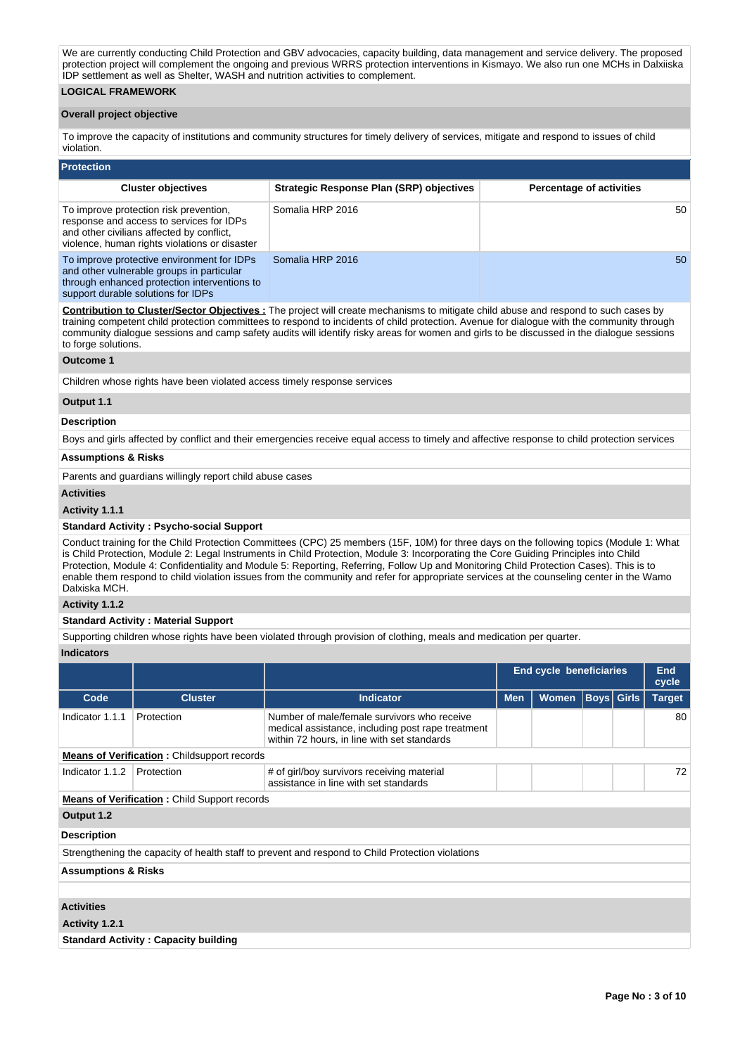We are currently conducting Child Protection and GBV advocacies, capacity building, data management and service delivery. The proposed protection project will complement the ongoing and previous WRRS protection interventions in Kismayo. We also run one MCHs in Dalxiiska IDP settlement as well as Shelter, WASH and nutrition activities to complement.

## LOGICAL FRAMEWORK

### Overall project objective

To improve the capacity of institutions and community structures for timely delivery of services, mitigate and respond to issues of child violation.

### Protection

| Cluster objectives | Strategic Response Plan (SRP) objectives | Percentage of activities |
|---|---|---|
| To improve protection risk prevention, response and access to services for IDPs and other civilians affected by conflict, violence, human rights violations or disaster | Somalia HRP 2016 | 50 |
| To improve protective environment for IDPs and other vulnerable groups in particular through enhanced protection interventions to support durable solutions for IDPs | Somalia HRP 2016 | 50 |

**Contribution to Cluster/Sector Objectives :** The project will create mechanisms to mitigate child abuse and respond to such cases by training competent child protection committees to respond to incidents of child protection. Avenue for dialogue with the community through community dialogue sessions and camp safety audits will identify risky areas for women and girls to be discussed in the dialogue sessions to forge solutions.

**Outcome 1**

Children whose rights have been violated access timely response services

**Output 1.1**

**Description**

Boys and girls affected by conflict and their emergencies receive equal access to timely and affective response to child protection services

**Assumptions & Risks**

Parents and guardians willingly report child abuse cases

**Activities**

**Activity 1.1.1**

**Standard Activity : Psycho-social Support**

Conduct training for the Child Protection Committees (CPC) 25 members (15F, 10M) for three days on the following topics (Module 1: What is Child Protection, Module 2: Legal Instruments in Child Protection, Module 3: Incorporating the Core Guiding Principles into Child Protection, Module 4: Confidentiality and Module 5: Reporting, Referring, Follow Up and Monitoring Child Protection Cases). This is to enable them respond to child violation issues from the community and refer for appropriate services at the counseling center in the Wamo Dalxiska MCH.

**Activity 1.1.2**

**Standard Activity : Material Support**

Supporting children whose rights have been violated through provision of clothing, meals and medication per quarter.

**Indicators**

| | | | End cycle beneficiaries | | | | End cycle |
|---|---|---|---|---|---|---|---|
| **Code** | **Cluster** | **Indicator** | **Men** | **Women** | **Boys** | **Girls** | **Target** |
| Indicator 1.1.1 | Protection | Number of male/female survivors who receive medical assistance, including post rape treatment within 72 hours, in line with set standards | | | | | 80 |
| **Means of Verification** : Childsupport records | | | | | | | |
| Indicator 1.1.2 | Protection | # of girl/boy survivors receiving material assistance in line with set standards | | | | | 72 |
| **Means of Verification** : Child Support records | | | | | | | |

**Output 1.2**

**Description**

Strengthening the capacity of health staff to prevent and respond to Child Protection violations

**Assumptions & Risks**

**Activities**

**Activity 1.2.1**

**Standard Activity : Capacity building**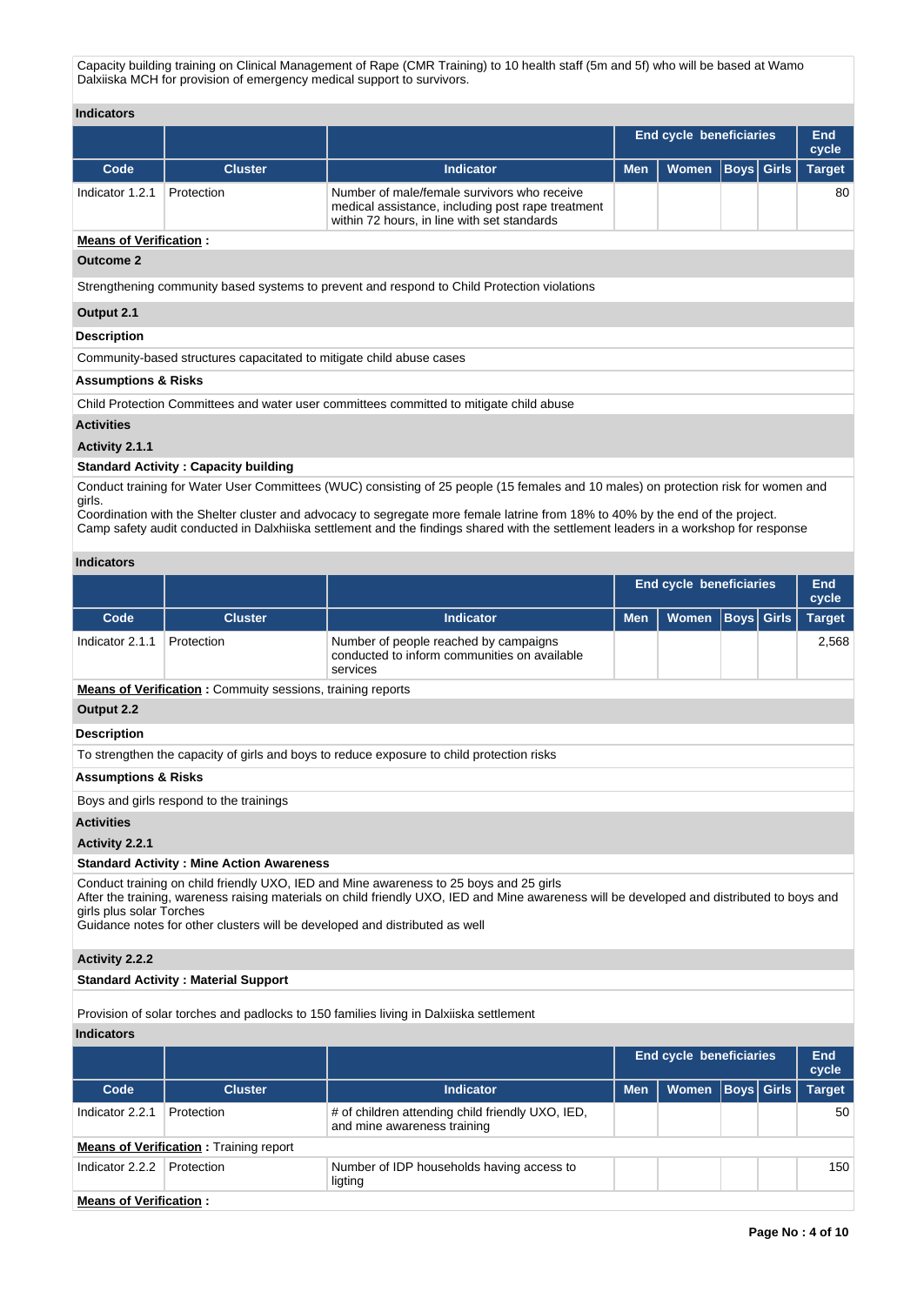Capacity building training on Clinical Management of Rape (CMR Training) to 10 health staff (5m and 5f) who will be based at Wamo Dalxiiska MCH for provision of emergency medical support to survivors.

**Indicators**

| | | | End cycle beneficiaries | | | | End cycle |
|---|---|---|---|---|---|---|---|
| **Code** | **Cluster** | **Indicator** | **Men** | **Women** | **Boys** | **Girls** | **Target** |
| Indicator 1.2.1 | Protection | Number of male/female survivors who receive medical assistance, including post rape treatment within 72 hours, in line with set standards | | | | | 80 |

**Means of Verification :**

**Outcome 2**

Strengthening community based systems to prevent and respond to Child Protection violations

**Output 2.1**

**Description**

Community-based structures capacitated to mitigate child abuse cases

**Assumptions & Risks**

Child Protection Committees and water user committees committed to mitigate child abuse

**Activities**

**Activity 2.1.1**

**Standard Activity : Capacity building**

Conduct training for Water User Committees (WUC) consisting of 25 people (15 females and 10 males) on protection risk for women and girls.
Coordination with the Shelter cluster and advocacy to segregate more female latrine from 18% to 40% by the end of the project.
Camp safety audit conducted in Dalxhiiska settlement and the findings shared with the settlement leaders in a workshop for response

**Indicators**

| | | | End cycle beneficiaries | | | | End cycle |
|---|---|---|---|---|---|---|---|
| **Code** | **Cluster** | **Indicator** | **Men** | **Women** | **Boys** | **Girls** | **Target** |
| Indicator 2.1.1 | Protection | Number of people reached by campaigns conducted to inform communities on available services | | | | | 2,568 |

**Means of Verification :** Commuity sessions, training reports

**Output 2.2**

**Description**

To strengthen the capacity of girls and boys to reduce exposure to child protection risks

**Assumptions & Risks**

Boys and girls respond to the trainings

**Activities**

**Activity 2.2.1**

**Standard Activity : Mine Action Awareness**

Conduct training on child friendly UXO, IED and Mine awareness to 25 boys and 25 girls
After the training, wareness raising materials on child friendly UXO, IED and Mine awareness will be developed and distributed to boys and girls plus solar Torches
Guidance notes for other clusters will be developed and distributed as well

**Activity 2.2.2**

**Standard Activity : Material Support**

Provision of solar torches and padlocks to 150 families living in Dalxiiska settlement

**Indicators**

| | | | End cycle beneficiaries | | | | End cycle |
|---|---|---|---|---|---|---|---|
| **Code** | **Cluster** | **Indicator** | **Men** | **Women** | **Boys** | **Girls** | **Target** |
| Indicator 2.2.1 | Protection | # of children attending child friendly UXO, IED, and mine awareness training | | | | | 50 |
| **Means of Verification :** Training report | | | | | | | |
| Indicator 2.2.2 | Protection | Number of IDP households having access to ligting | | | | | 150 |

**Means of Verification :**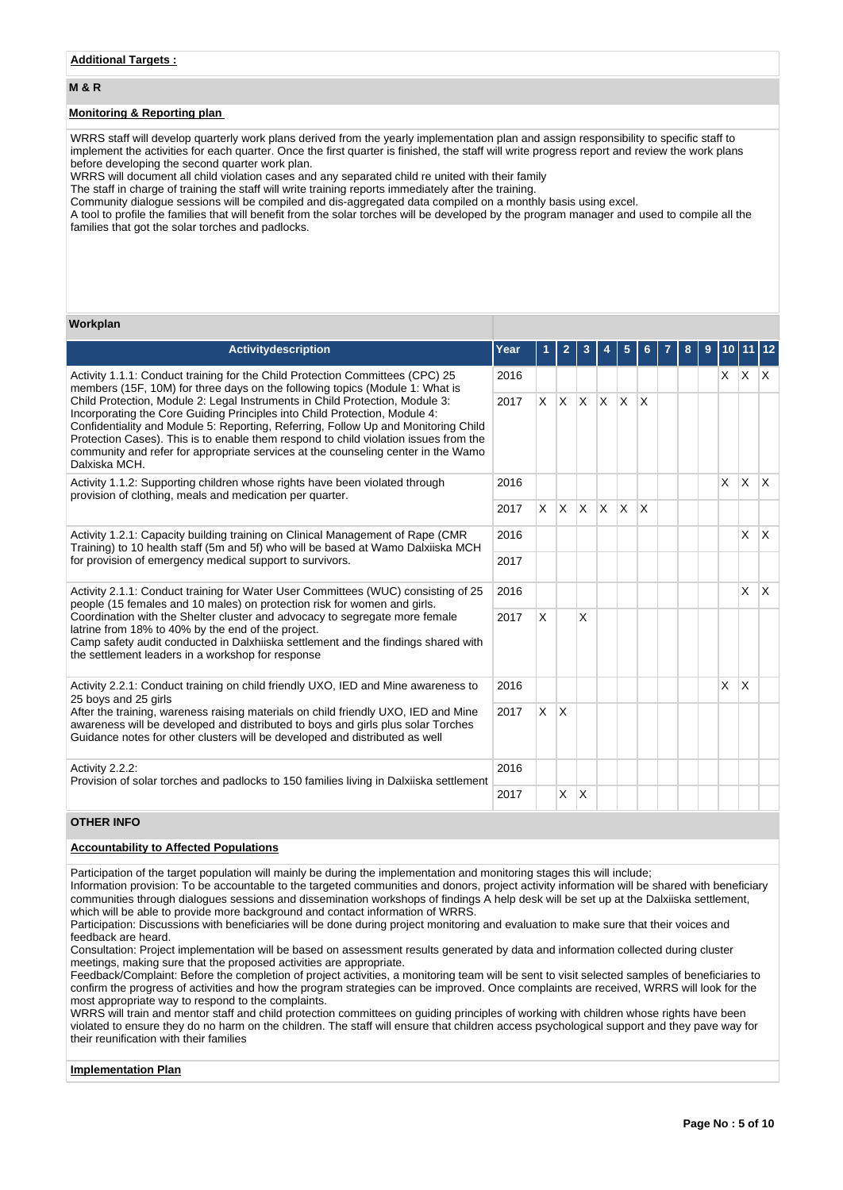**Additional Targets :**

## M & R

**Monitoring & Reporting plan**

WRRS staff will develop quarterly work plans derived from the yearly implementation plan and assign responsibility to specific staff to implement the activities for each quarter. Once the first quarter is finished, the staff will write progress report and review the work plans before developing the second quarter work plan.
WRRS will document all child violation cases and any separated child re united with their family
The staff in charge of training the staff will write training reports immediately after the training.
Community dialogue sessions will be compiled and dis-aggregated data compiled on a monthly basis using excel.
A tool to profile the families that will benefit from the solar torches will be developed by the program manager and used to compile all the families that got the solar torches and padlocks.

**Workplan**

| Activitydescription | Year | 1 | 2 | 3 | 4 | 5 | 6 | 7 | 8 | 9 | 10 | 11 | 12 |
|---|---|---|---|---|---|---|---|---|---|---|---|---|---|
| Activity 1.1.1: Conduct training for the Child Protection Committees (CPC) 25 members (15F, 10M) for three days on the following topics (Module 1: What is Child Protection, Module 2: Legal Instruments in Child Protection, Module 3: Incorporating the Core Guiding Principles into Child Protection, Module 4: Confidentiality and Module 5: Reporting, Referring, Follow Up and Monitoring Child Protection Cases). This is to enable them respond to child violation issues from the community and refer for appropriate services at the counseling center in the Wamo Dalxiska MCH. | 2016 | | | | | | | | | | X | X | X |
| | 2017 | X | X | X | X | X | X | | | | | | |
| Activity 1.1.2: Supporting children whose rights have been violated through provision of clothing, meals and medication per quarter. | 2016 | | | | | | | | | | X | X | X |
| | 2017 | X | X | X | X | X | X | | | | | | |
| Activity 1.2.1: Capacity building training on Clinical Management of Rape (CMR Training) to 10 health staff (5m and 5f) who will be based at Wamo Dalxiiska MCH for provision of emergency medical support to survivors. | 2016 | | | | | | | | | | | X | X |
| | 2017 | | | | | | | | | | | | |
| Activity 2.1.1: Conduct training for Water User Committees (WUC) consisting of 25 people (15 females and 10 males) on protection risk for women and girls. Coordination with the Shelter cluster and advocacy to segregate more female latrine from 18% to 40% by the end of the project. Camp safety audit conducted in Dalxhiiska settlement and the findings shared with the settlement leaders in a workshop for response | 2016 | | | | | | | | | | | X | X |
| | 2017 | X | | X | | | | | | | | | |
| Activity 2.2.1: Conduct training on child friendly UXO, IED and Mine awareness to 25 boys and 25 girls After the training, wareness raising materials on child friendly UXO, IED and Mine awareness will be developed and distributed to boys and girls plus solar Torches Guidance notes for other clusters will be developed and distributed as well | 2016 | | | | | | | | | | X | X | |
| | 2017 | X | X | | | | | | | | | | |
| Activity 2.2.2: Provision of solar torches and padlocks to 150 families living in Dalxiiska settlement | 2016 | | | | | | | | | | | | |
| | 2017 | | X | X | | | | | | | | | |

## OTHER INFO

**Accountability to Affected Populations**

Participation of the target population will mainly be during the implementation and monitoring stages this will include;
Information provision: To be accountable to the targeted communities and donors, project activity information will be shared with beneficiary communities through dialogues sessions and dissemination workshops of findings A help desk will be set up at the Dalxiiska settlement, which will be able to provide more background and contact information of WRRS.
Participation: Discussions with beneficiaries will be done during project monitoring and evaluation to make sure that their voices and feedback are heard.
Consultation: Project implementation will be based on assessment results generated by data and information collected during cluster meetings, making sure that the proposed activities are appropriate.
Feedback/Complaint: Before the completion of project activities, a monitoring team will be sent to visit selected samples of beneficiaries to confirm the progress of activities and how the program strategies can be improved. Once complaints are received, WRRS will look for the most appropriate way to respond to the complaints.
WRRS will train and mentor staff and child protection committees on guiding principles of working with children whose rights have been violated to ensure they do no harm on the children. The staff will ensure that children access psychological support and they pave way for their reunification with their families

**Implementation Plan**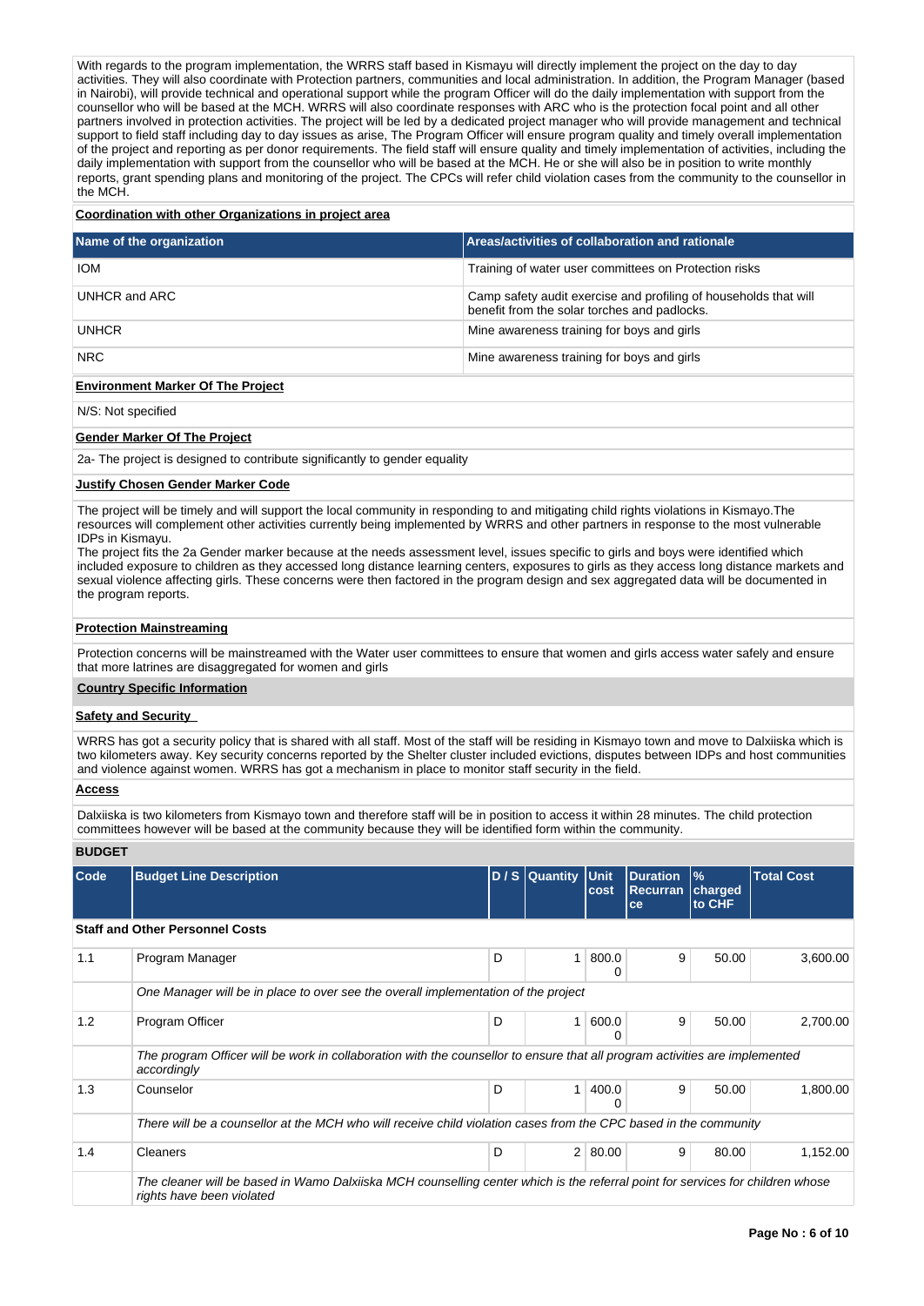With regards to the program implementation, the WRRS staff based in Kismayu will directly implement the project on the day to day activities. They will also coordinate with Protection partners, communities and local administration. In addition, the Program Manager (based in Nairobi), will provide technical and operational support while the program Officer will do the daily implementation with support from the counsellor who will be based at the MCH. WRRS will also coordinate responses with ARC who is the protection focal point and all other partners involved in protection activities. The project will be led by a dedicated project manager who will provide management and technical support to field staff including day to day issues as arise, The Program Officer will ensure program quality and timely overall implementation of the project and reporting as per donor requirements. The field staff will ensure quality and timely implementation of activities, including the daily implementation with support from the counsellor who will be based at the MCH. He or she will also be in position to write monthly reports, grant spending plans and monitoring of the project. The CPCs will refer child violation cases from the community to the counsellor in the MCH.

**Coordination with other Organizations in project area**

| Name of the organization | Areas/activities of collaboration and rationale |
|---|---|
| IOM | Training of water user committees on Protection risks |
| UNHCR and ARC | Camp safety audit exercise and profiling of households that will benefit from the solar torches and padlocks. |
| UNHCR | Mine awareness training for boys and girls |
| NRC | Mine awareness training for boys and girls |

**Environment Marker Of The Project**

N/S: Not specified

**Gender Marker Of The Project**

2a- The project is designed to contribute significantly to gender equality

**Justify Chosen Gender Marker Code**

The project will be timely and will support the local community in responding to and mitigating child rights violations in Kismayo.The resources will complement other activities currently being implemented by WRRS and other partners in response to the most vulnerable IDPs in Kismayu.
The project fits the 2a Gender marker because at the needs assessment level, issues specific to girls and boys were identified which included exposure to children as they accessed long distance learning centers, exposures to girls as they access long distance markets and sexual violence affecting girls. These concerns were then factored in the program design and sex aggregated data will be documented in the program reports.

**Protection Mainstreaming**

Protection concerns will be mainstreamed with the Water user committees to ensure that women and girls access water safely and ensure that more latrines are disaggregated for women and girls

**Country Specific Information**

**Safety and Security**

WRRS has got a security policy that is shared with all staff. Most of the staff will be residing in Kismayo town and move to Dalxiiska which is two kilometers away. Key security concerns reported by the Shelter cluster included evictions, disputes between IDPs and host communities and violence against women. WRRS has got a mechanism in place to monitor staff security in the field.

**Access**

Dalxiiska is two kilometers from Kismayo town and therefore staff will be in position to access it within 28 minutes. The child protection committees however will be based at the community because they will be identified form within the community.

**BUDGET**

| Code | Budget Line Description | D / S | Quantity | Unit cost | Duration Recurrance | % charged to CHF | Total Cost |
|---|---|---|---|---|---|---|---|
| **Staff and Other Personnel Costs** | | | | | | | |
| 1.1 | Program Manager | D | 1 | 800.00 | 9 | 50.00 | 3,600.00 |
| | *One Manager will be in place to over see the overall implementation of the project* | | | | | | |
| 1.2 | Program Officer | D | 1 | 600.00 | 9 | 50.00 | 2,700.00 |
| | *The program Officer will be work in collaboration with the counsellor to ensure that all program activities are implemented accordingly* | | | | | | |
| 1.3 | Counselor | D | 1 | 400.00 | 9 | 50.00 | 1,800.00 |
| | *There will be a counsellor at the MCH who will receive child violation cases from the CPC based in the community* | | | | | | |
| 1.4 | Cleaners | D | 2 | 80.00 | 9 | 80.00 | 1,152.00 |
| | *The cleaner will be based in Wamo Dalxiiska MCH counselling center which is the referral point for services for children whose rights have been violated* | | | | | | |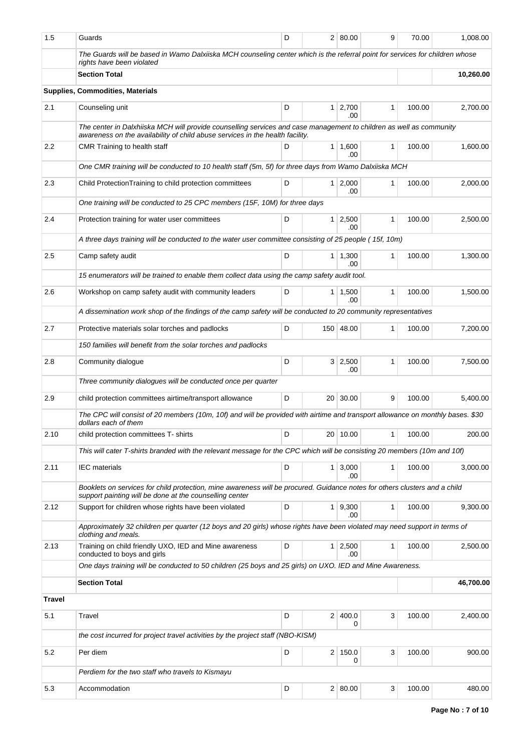| | | | | | | | |
|---|---|---|---|---|---|---|---|
| 1.5 | Guards | D | 2 | 80.00 | 9 | 70.00 | 1,008.00 |
| | *The Guards will be based in Wamo Dalxiiska MCH counseling center which is the referral point for services for children whose rights have been violated* | | | | | | |
| | **Section Total** | | | | | | **10,260.00** |
| | **Supplies, Commodities, Materials** | | | | | | |
| 2.1 | Counseling unit | D | 1 | 2,700.00 | 1 | 100.00 | 2,700.00 |
| | *The center in Dalxhiiska MCH will provide counselling services and case management to children as well as community awareness on the availability of child abuse services in the health facility.* | | | | | | |
| 2.2 | CMR Training to health staff | D | 1 | 1,600.00 | 1 | 100.00 | 1,600.00 |
| | *One CMR training will be conducted to 10 health staff (5m, 5f) for three days from Wamo Dalxiiska MCH* | | | | | | |
| 2.3 | Child ProtectionTraining to child protection committees | D | 1 | 2,000.00 | 1 | 100.00 | 2,000.00 |
| | *One training will be conducted to 25 CPC members (15F, 10M) for three days* | | | | | | |
| 2.4 | Protection training for water user committees | D | 1 | 2,500.00 | 1 | 100.00 | 2,500.00 |
| | *A three days training will be conducted to the water user committee consisting of 25 people ( 15f, 10m)* | | | | | | |
| 2.5 | Camp safety audit | D | 1 | 1,300.00 | 1 | 100.00 | 1,300.00 |
| | *15 enumerators will be trained to enable them collect data using the camp safety audit tool.* | | | | | | |
| 2.6 | Workshop on camp safety audit with community leaders | D | 1 | 1,500.00 | 1 | 100.00 | 1,500.00 |
| | *A dissemination work shop of the findings of the camp safety will be conducted to 20 community representatives* | | | | | | |
| 2.7 | Protective materials solar torches and padlocks | D | 150 | 48.00 | 1 | 100.00 | 7,200.00 |
| | *150 families will benefit from the solar torches and padlocks* | | | | | | |
| 2.8 | Community dialogue | D | 3 | 2,500.00 | 1 | 100.00 | 7,500.00 |
| | *Three community dialogues will be conducted once per quarter* | | | | | | |
| 2.9 | child protection committees airtime/transport allowance | D | 20 | 30.00 | 9 | 100.00 | 5,400.00 |
| | *The CPC will consist of 20 members (10m, 10f) and will be provided with airtime and transport allowance on monthly bases. $30 dollars each of them* | | | | | | |
| 2.10 | child protection committees T- shirts | D | 20 | 10.00 | 1 | 100.00 | 200.00 |
| | *This will cater T-shirts branded with the relevant message for the CPC which will be consisting 20 members (10m and 10f)* | | | | | | |
| 2.11 | IEC materials | D | 1 | 3,000.00 | 1 | 100.00 | 3,000.00 |
| | *Booklets on services for child protection, mine awareness will be procured. Guidance notes for others clusters and a child support painting will be done at the counselling center* | | | | | | |
| 2.12 | Support for children whose rights have been violated | D | 1 | 9,300.00 | 1 | 100.00 | 9,300.00 |
| | *Approximately 32 children per quarter (12 boys and 20 girls) whose rights have been violated may need support in terms of clothing and meals.* | | | | | | |
| 2.13 | Training on child friendly UXO, IED and Mine awareness conducted to boys and girls | D | 1 | 2,500.00 | 1 | 100.00 | 2,500.00 |
| | *One days training will be conducted to 50 children (25 boys and 25 girls) on UXO. IED and Mine Awareness.* | | | | | | |
| | **Section Total** | | | | | | **46,700.00** |
| **Travel** | | | | | | | |
| 5.1 | Travel | D | 2 | 400.00 | 3 | 100.00 | 2,400.00 |
| | *the cost incurred for project travel activities by the project staff (NBO-KISM)* | | | | | | |
| 5.2 | Per diem | D | 2 | 150.00 | 3 | 100.00 | 900.00 |
| | *Perdiem for the two staff who travels to Kismayu* | | | | | | |
| 5.3 | Accommodation | D | 2 | 80.00 | 3 | 100.00 | 480.00 |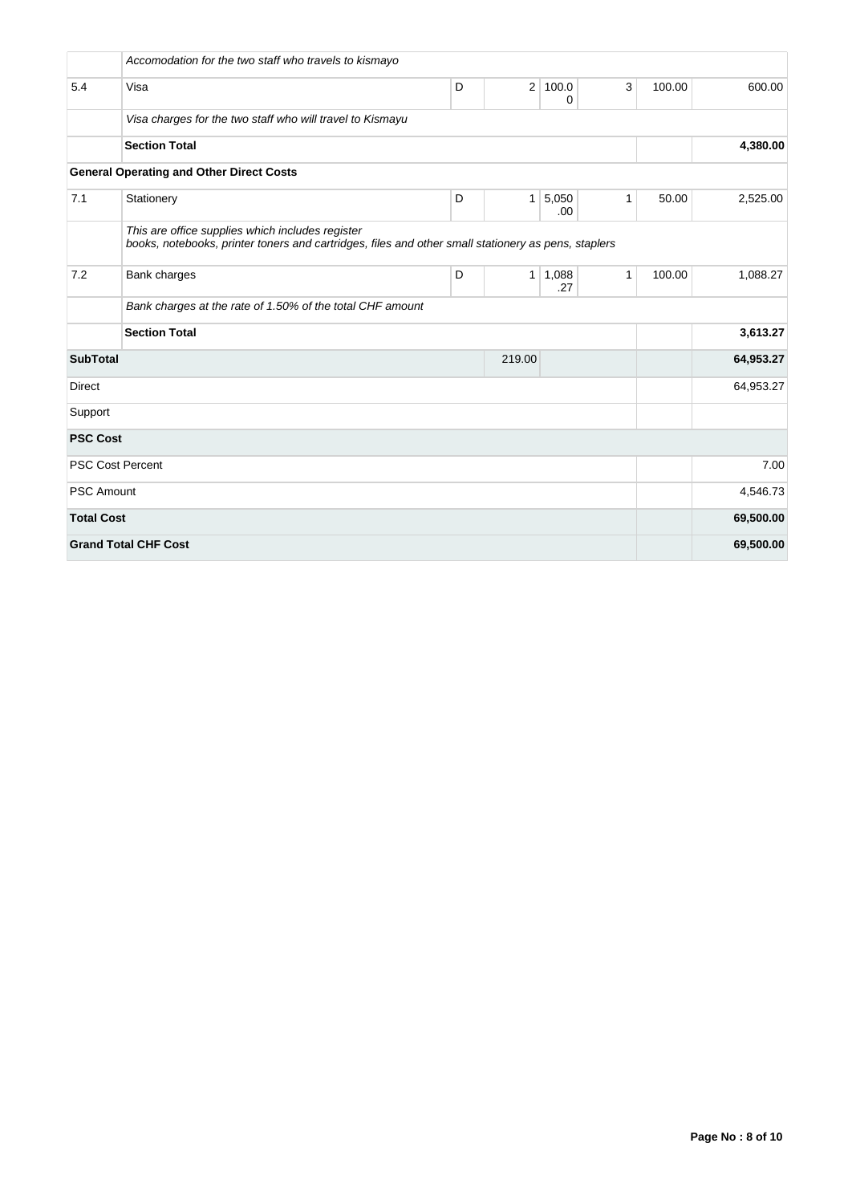|  |  |  |  |  |  |  |  |
|---|---|---|---|---|---|---|---|
|  | *Accomodation for the two staff who travels to kismayo* |  |  |  |  |  |  |
| 5.4 | Visa | D | 2 | 100.00 | 3 | 100.00 | 600.00 |
|  | *Visa charges for the two staff who will travel to Kismayu* |  |  |  |  |  |  |
|  | **Section Total** |  |  |  |  |  | **4,380.00** |
| **General Operating and Other Direct Costs** |  |  |  |  |  |  |  |
| 7.1 | Stationery | D | 1 | 5,050.00 | 1 | 50.00 | 2,525.00 |
|  | *This are office supplies which includes register books, notebooks, printer toners and cartridges, files and other small stationery as pens, staplers* |  |  |  |  |  |  |
| 7.2 | Bank charges | D | 1 | 1,088.27 | 1 | 100.00 | 1,088.27 |
|  | *Bank charges at the rate of 1.50% of the total CHF amount* |  |  |  |  |  |  |
|  | **Section Total** |  |  |  |  |  | **3,613.27** |
| **SubTotal** |  |  | 219.00 |  |  |  | **64,953.27** |
| Direct |  |  |  |  |  |  | 64,953.27 |
| Support |  |  |  |  |  |  |  |
| **PSC Cost** |  |  |  |  |  |  |  |
| PSC Cost Percent |  |  |  |  |  |  | 7.00 |
| PSC Amount |  |  |  |  |  |  | 4,546.73 |
| **Total Cost** |  |  |  |  |  |  | **69,500.00** |
| **Grand Total CHF Cost** |  |  |  |  |  |  | **69,500.00** |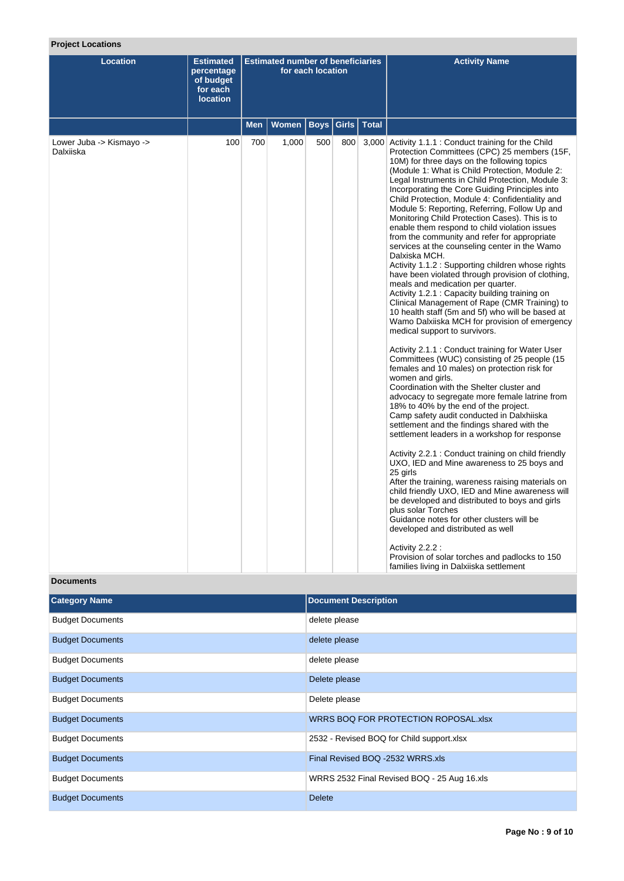## Project Locations

| Location | Estimated percentage of budget for each location | Estimated number of beneficiaries for each location | | | | | Activity Name |
|---|---|---|---|---|---|---|---|
| | | Men | Women | Boys | Girls | Total | |
| Lower Juba -> Kismayo -> Dalxiiska | 100 | 700 | 1,000 | 500 | 800 | 3,000 | Activity 1.1.1 : Conduct training for the Child Protection Committees (CPC) 25 members (15F, 10M) for three days on the following topics (Module 1: What is Child Protection, Module 2: Legal Instruments in Child Protection, Module 3: Incorporating the Core Guiding Principles into Child Protection, Module 4: Confidentiality and Module 5: Reporting, Referring, Follow Up and Monitoring Child Protection Cases). This is to enable them respond to child violation issues from the community and refer for appropriate services at the counseling center in the Wamo Dalxiska MCH.<br>Activity 1.1.2 : Supporting children whose rights have been violated through provision of clothing, meals and medication per quarter.<br>Activity 1.2.1 : Capacity building training on Clinical Management of Rape (CMR Training) to 10 health staff (5m and 5f) who will be based at Wamo Dalxiiska MCH for provision of emergency medical support to survivors.<br><br>Activity 2.1.1 : Conduct training for Water User Committees (WUC) consisting of 25 people (15 females and 10 males) on protection risk for women and girls.<br>Coordination with the Shelter cluster and advocacy to segregate more female latrine from 18% to 40% by the end of the project.<br>Camp safety audit conducted in Dalxhiiska settlement and the findings shared with the settlement leaders in a workshop for response<br><br>Activity 2.2.1 : Conduct training on child friendly UXO, IED and Mine awareness to 25 boys and 25 girls<br>After the training, wareness raising materials on child friendly UXO, IED and Mine awareness will be developed and distributed to boys and girls plus solar Torches<br>Guidance notes for other clusters will be developed and distributed as well<br><br>Activity 2.2.2 :<br>Provision of solar torches and padlocks to 150 families living in Dalxiiska settlement |

## Documents

| Category Name | Document Description |
|---|---|
| Budget Documents | delete please |
| Budget Documents | delete please |
| Budget Documents | delete please |
| Budget Documents | Delete please |
| Budget Documents | Delete please |
| Budget Documents | WRRS BOQ FOR PROTECTION ROPOSAL.xlsx |
| Budget Documents | 2532 - Revised BOQ for Child support.xlsx |
| Budget Documents | Final Revised BOQ -2532 WRRS.xls |
| Budget Documents | WRRS 2532 Final Revised BOQ - 25 Aug 16.xls |
| Budget Documents | Delete |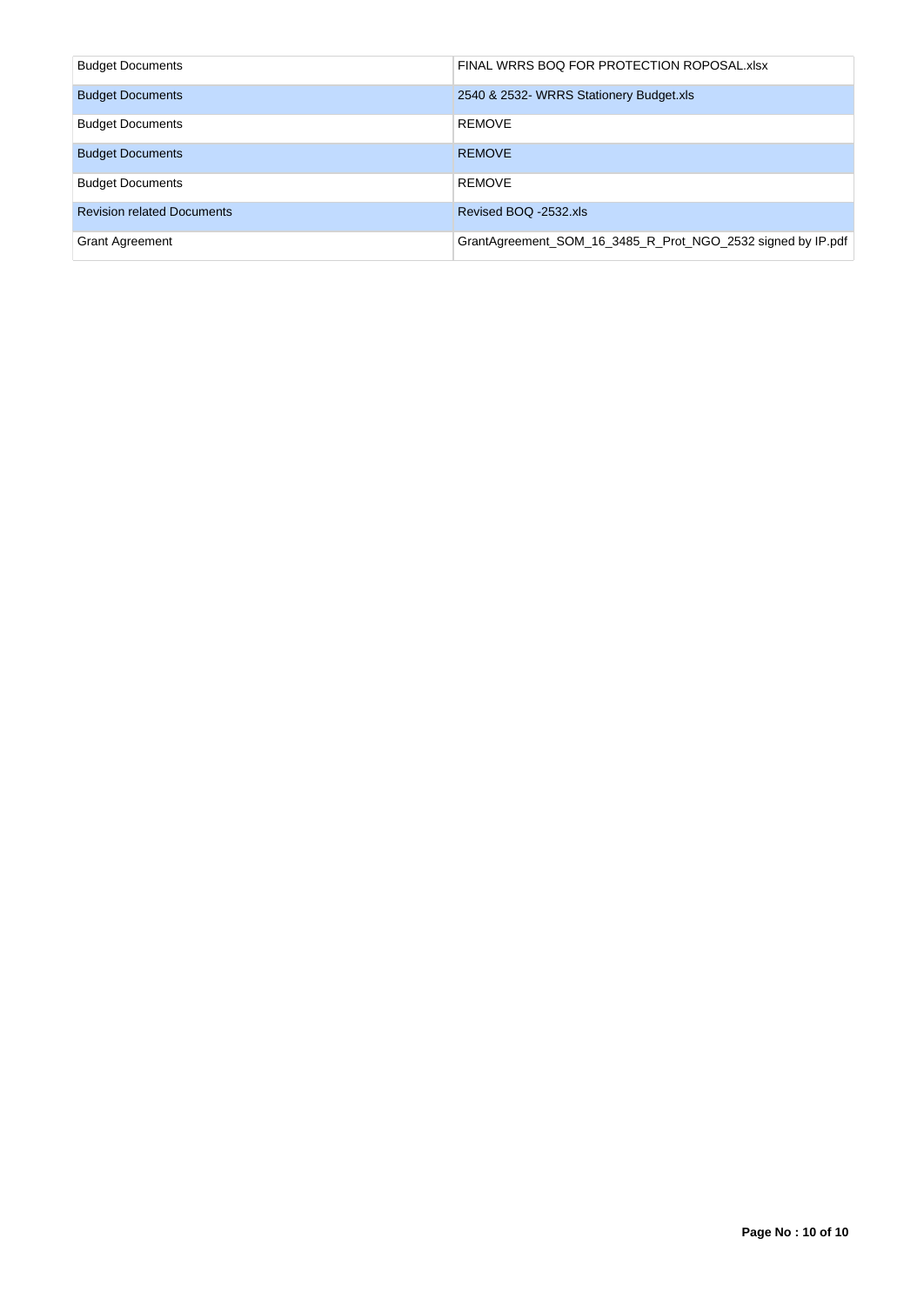| | |
|---|---|
| Budget Documents | FINAL WRRS BOQ FOR PROTECTION ROPOSAL.xlsx |
| Budget Documents | 2540 & 2532- WRRS Stationery Budget.xls |
| Budget Documents | REMOVE |
| Budget Documents | REMOVE |
| Budget Documents | REMOVE |
| Revision related Documents | Revised BOQ -2532.xls |
| Grant Agreement | GrantAgreement_SOM_16_3485_R_Prot_NGO_2532 signed by IP.pdf |